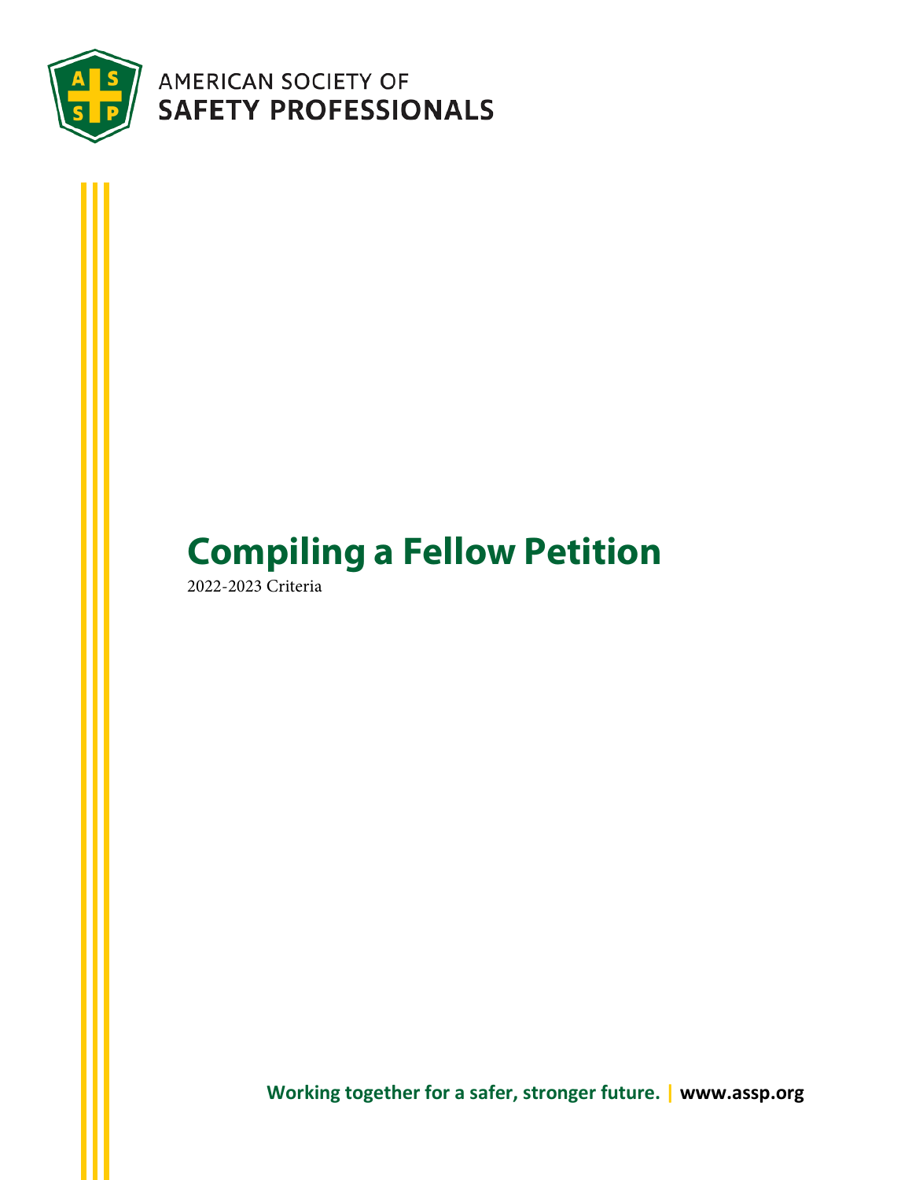AMERICAN SOCIETY OF
**SAFETY PROFESSIONALS**

# Compiling a Fellow Petition

2022-2023 Criteria

**Working together for a safer, stronger future.** | **www.assp.org**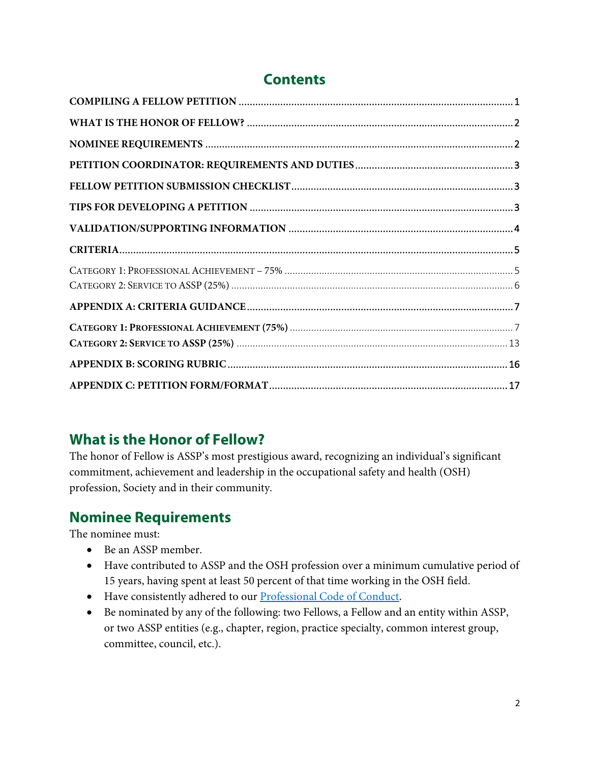## Contents

- **COMPILING A FELLOW PETITION** ........ 1
- **WHAT IS THE HONOR OF FELLOW?** ........ 2
- **NOMINEE REQUIREMENTS** ........ 2
- **PETITION COORDINATOR: REQUIREMENTS AND DUTIES** ........ 3
- **FELLOW PETITION SUBMISSION CHECKLIST** ........ 3
- **TIPS FOR DEVELOPING A PETITION** ........ 3
- **VALIDATION/SUPPORTING INFORMATION** ........ 4
- **CRITERIA** ........ 5
  - Category 1: Professional Achievement – 75% ........ 5
  - Category 2: Service to ASSP (25%) ........ 6
- **APPENDIX A: CRITERIA GUIDANCE** ........ 7
  - **Category 1: Professional Achievement (75%)** ........ 7
  - **Category 2: Service to ASSP (25%)** ........ 13
- **APPENDIX B: SCORING RUBRIC** ........ 16
- **APPENDIX C: PETITION FORM/FORMAT** ........ 17

## What is the Honor of Fellow?

The honor of Fellow is ASSP's most prestigious award, recognizing an individual's significant commitment, achievement and leadership in the occupational safety and health (OSH) profession, Society and in their community.

## Nominee Requirements

The nominee must:

- Be an ASSP member.
- Have contributed to ASSP and the OSH profession over a minimum cumulative period of 15 years, having spent at least 50 percent of that time working in the OSH field.
- Have consistently adhered to our Professional Code of Conduct.
- Be nominated by any of the following: two Fellows, a Fellow and an entity within ASSP, or two ASSP entities (e.g., chapter, region, practice specialty, common interest group, committee, council, etc.).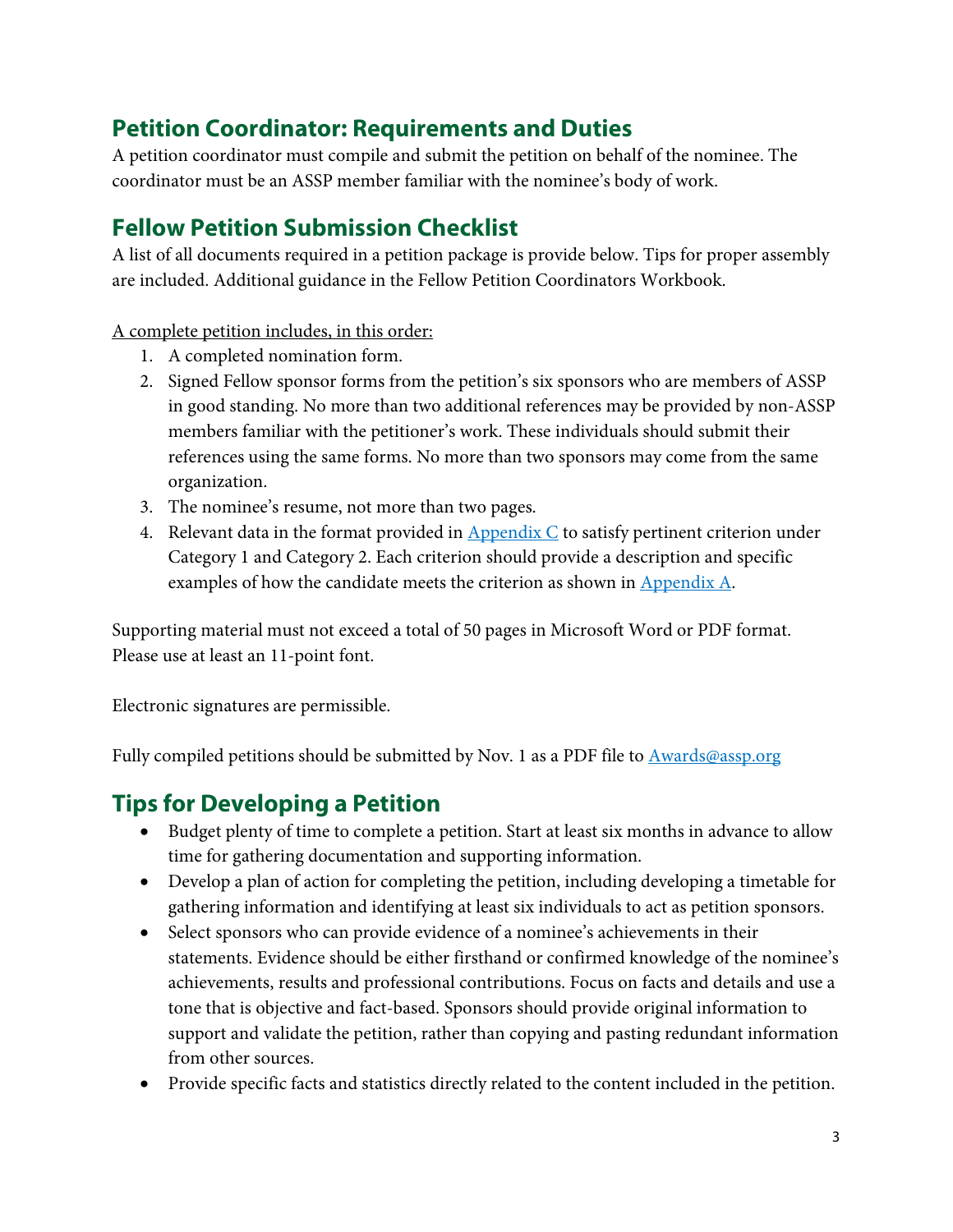## Petition Coordinator: Requirements and Duties

A petition coordinator must compile and submit the petition on behalf of the nominee. The coordinator must be an ASSP member familiar with the nominee's body of work.

## Fellow Petition Submission Checklist

A list of all documents required in a petition package is provide below. Tips for proper assembly are included. Additional guidance in the Fellow Petition Coordinators Workbook.

A complete petition includes, in this order:

1. A completed nomination form.
2. Signed Fellow sponsor forms from the petition's six sponsors who are members of ASSP in good standing. No more than two additional references may be provided by non-ASSP members familiar with the petitioner's work. These individuals should submit their references using the same forms. No more than two sponsors may come from the same organization.
3. The nominee's resume, not more than two pages.
4. Relevant data in the format provided in Appendix C to satisfy pertinent criterion under Category 1 and Category 2. Each criterion should provide a description and specific examples of how the candidate meets the criterion as shown in Appendix A.

Supporting material must not exceed a total of 50 pages in Microsoft Word or PDF format. Please use at least an 11-point font.

Electronic signatures are permissible.

Fully compiled petitions should be submitted by Nov. 1 as a PDF file to Awards@assp.org

## Tips for Developing a Petition

- Budget plenty of time to complete a petition. Start at least six months in advance to allow time for gathering documentation and supporting information.
- Develop a plan of action for completing the petition, including developing a timetable for gathering information and identifying at least six individuals to act as petition sponsors.
- Select sponsors who can provide evidence of a nominee's achievements in their statements. Evidence should be either firsthand or confirmed knowledge of the nominee's achievements, results and professional contributions. Focus on facts and details and use a tone that is objective and fact-based. Sponsors should provide original information to support and validate the petition, rather than copying and pasting redundant information from other sources.
- Provide specific facts and statistics directly related to the content included in the petition.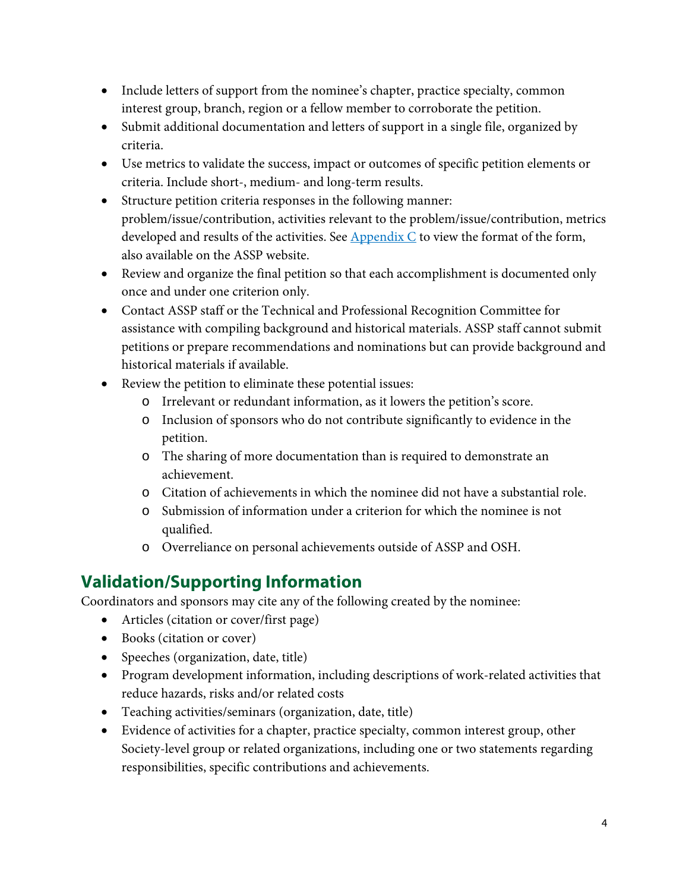- Include letters of support from the nominee's chapter, practice specialty, common interest group, branch, region or a fellow member to corroborate the petition.
- Submit additional documentation and letters of support in a single file, organized by criteria.
- Use metrics to validate the success, impact or outcomes of specific petition elements or criteria. Include short-, medium- and long-term results.
- Structure petition criteria responses in the following manner: problem/issue/contribution, activities relevant to the problem/issue/contribution, metrics developed and results of the activities. See Appendix C to view the format of the form, also available on the ASSP website.
- Review and organize the final petition so that each accomplishment is documented only once and under one criterion only.
- Contact ASSP staff or the Technical and Professional Recognition Committee for assistance with compiling background and historical materials. ASSP staff cannot submit petitions or prepare recommendations and nominations but can provide background and historical materials if available.
- Review the petition to eliminate these potential issues:
  - Irrelevant or redundant information, as it lowers the petition's score.
  - Inclusion of sponsors who do not contribute significantly to evidence in the petition.
  - The sharing of more documentation than is required to demonstrate an achievement.
  - Citation of achievements in which the nominee did not have a substantial role.
  - Submission of information under a criterion for which the nominee is not qualified.
  - Overreliance on personal achievements outside of ASSP and OSH.

## Validation/Supporting Information

Coordinators and sponsors may cite any of the following created by the nominee:

- Articles (citation or cover/first page)
- Books (citation or cover)
- Speeches (organization, date, title)
- Program development information, including descriptions of work-related activities that reduce hazards, risks and/or related costs
- Teaching activities/seminars (organization, date, title)
- Evidence of activities for a chapter, practice specialty, common interest group, other Society-level group or related organizations, including one or two statements regarding responsibilities, specific contributions and achievements.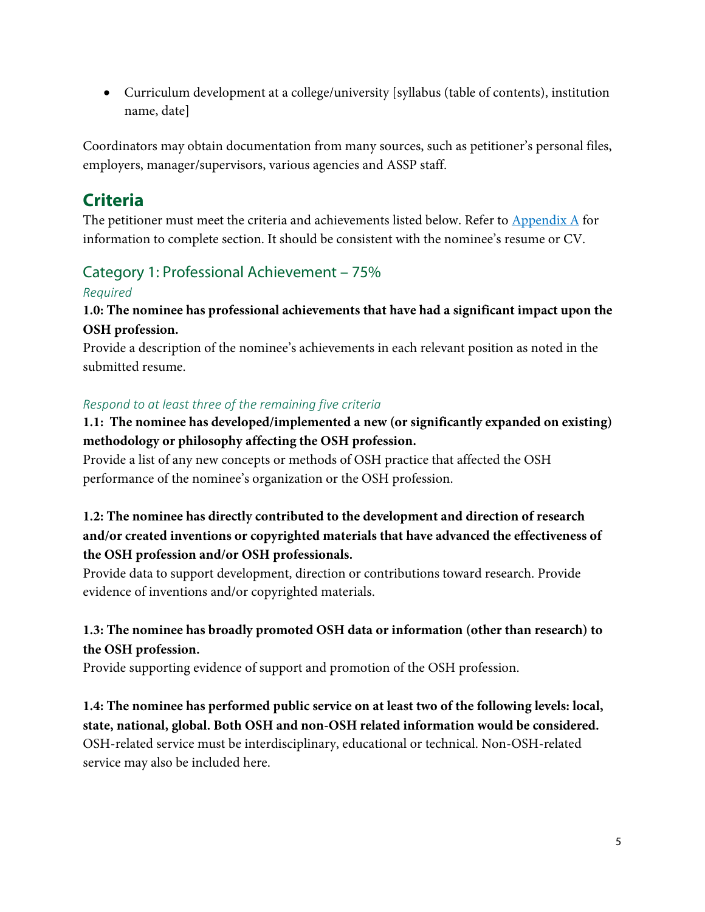- Curriculum development at a college/university [syllabus (table of contents), institution name, date]

Coordinators may obtain documentation from many sources, such as petitioner's personal files, employers, manager/supervisors, various agencies and ASSP staff.

## Criteria

The petitioner must meet the criteria and achievements listed below. Refer to Appendix A for information to complete section. It should be consistent with the nominee's resume or CV.

### Category 1: Professional Achievement – 75%

*Required*

**1.0: The nominee has professional achievements that have had a significant impact upon the OSH profession.**
Provide a description of the nominee's achievements in each relevant position as noted in the submitted resume.

*Respond to at least three of the remaining five criteria*

**1.1: The nominee has developed/implemented a new (or significantly expanded on existing) methodology or philosophy affecting the OSH profession.**
Provide a list of any new concepts or methods of OSH practice that affected the OSH performance of the nominee's organization or the OSH profession.

**1.2: The nominee has directly contributed to the development and direction of research and/or created inventions or copyrighted materials that have advanced the effectiveness of the OSH profession and/or OSH professionals.**
Provide data to support development, direction or contributions toward research. Provide evidence of inventions and/or copyrighted materials.

**1.3: The nominee has broadly promoted OSH data or information (other than research) to the OSH profession.**
Provide supporting evidence of support and promotion of the OSH profession.

**1.4: The nominee has performed public service on at least two of the following levels: local, state, national, global. Both OSH and non-OSH related information would be considered.**
OSH-related service must be interdisciplinary, educational or technical. Non-OSH-related service may also be included here.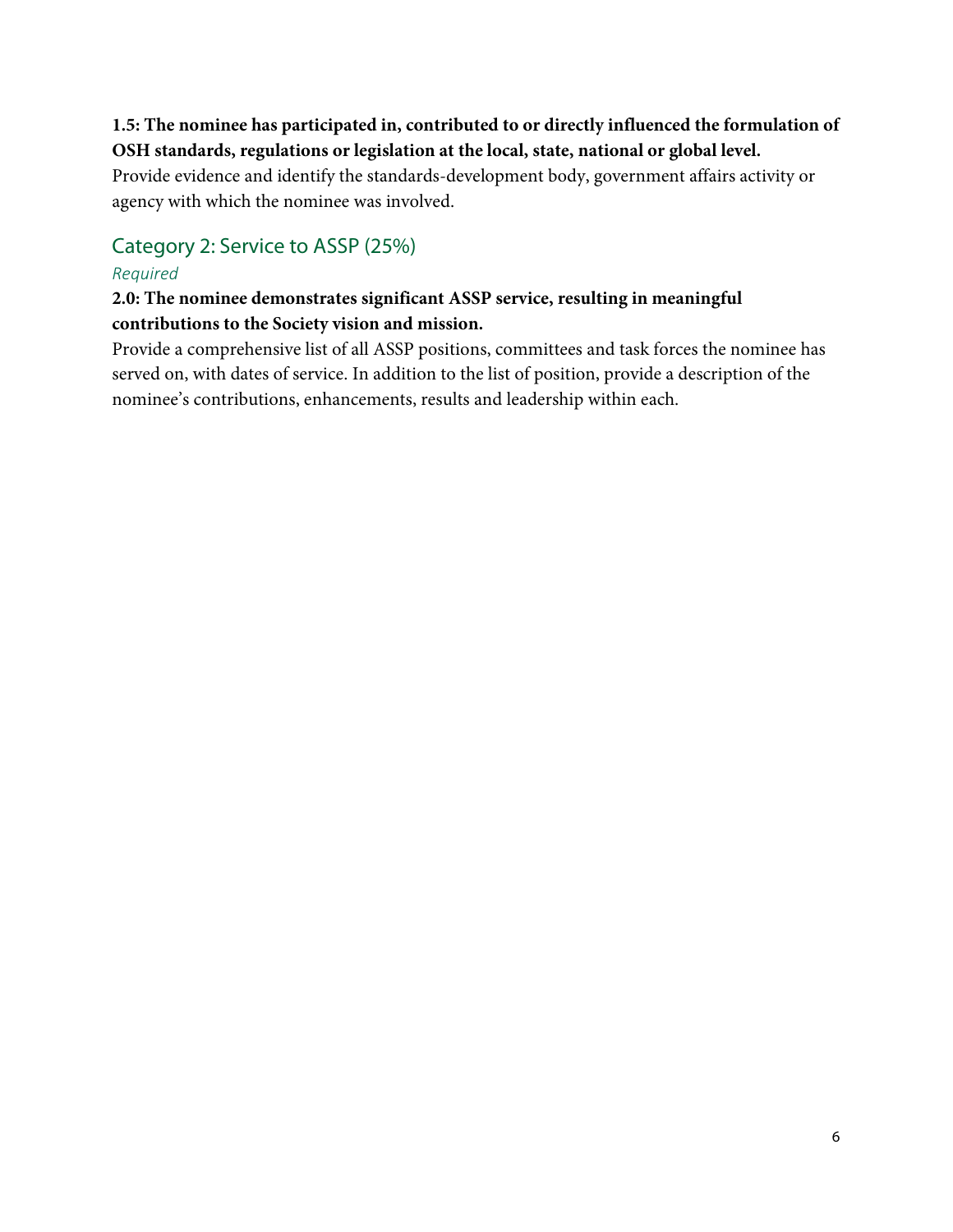**1.5: The nominee has participated in, contributed to or directly influenced the formulation of OSH standards, regulations or legislation at the local, state, national or global level.**
Provide evidence and identify the standards-development body, government affairs activity or agency with which the nominee was involved.

## Category 2: Service to ASSP (25%)

*Required*

**2.0: The nominee demonstrates significant ASSP service, resulting in meaningful contributions to the Society vision and mission.**
Provide a comprehensive list of all ASSP positions, committees and task forces the nominee has served on, with dates of service. In addition to the list of position, provide a description of the nominee's contributions, enhancements, results and leadership within each.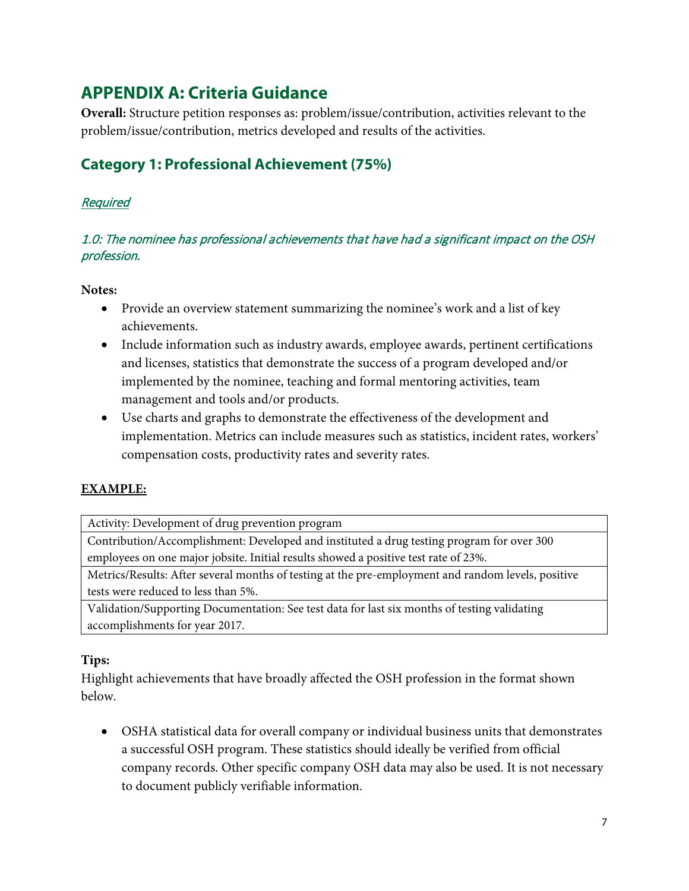# APPENDIX A: Criteria Guidance

**Overall:** Structure petition responses as: problem/issue/contribution, activities relevant to the problem/issue/contribution, metrics developed and results of the activities.

## Category 1: Professional Achievement (75%)

*Required*

### *1.0: The nominee has professional achievements that have had a significant impact on the OSH profession.*

**Notes:**

- Provide an overview statement summarizing the nominee's work and a list of key achievements.
- Include information such as industry awards, employee awards, pertinent certifications and licenses, statistics that demonstrate the success of a program developed and/or implemented by the nominee, teaching and formal mentoring activities, team management and tools and/or products.
- Use charts and graphs to demonstrate the effectiveness of the development and implementation. Metrics can include measures such as statistics, incident rates, workers' compensation costs, productivity rates and severity rates.

**EXAMPLE:**

| Activity: Development of drug prevention program |
|---|
| Contribution/Accomplishment: Developed and instituted a drug testing program for over 300 employees on one major jobsite. Initial results showed a positive test rate of 23%. |
| Metrics/Results: After several months of testing at the pre-employment and random levels, positive tests were reduced to less than 5%. |
| Validation/Supporting Documentation: See test data for last six months of testing validating accomplishments for year 2017. |

**Tips:**

Highlight achievements that have broadly affected the OSH profession in the format shown below.

- OSHA statistical data for overall company or individual business units that demonstrates a successful OSH program. These statistics should ideally be verified from official company records. Other specific company OSH data may also be used. It is not necessary to document publicly verifiable information.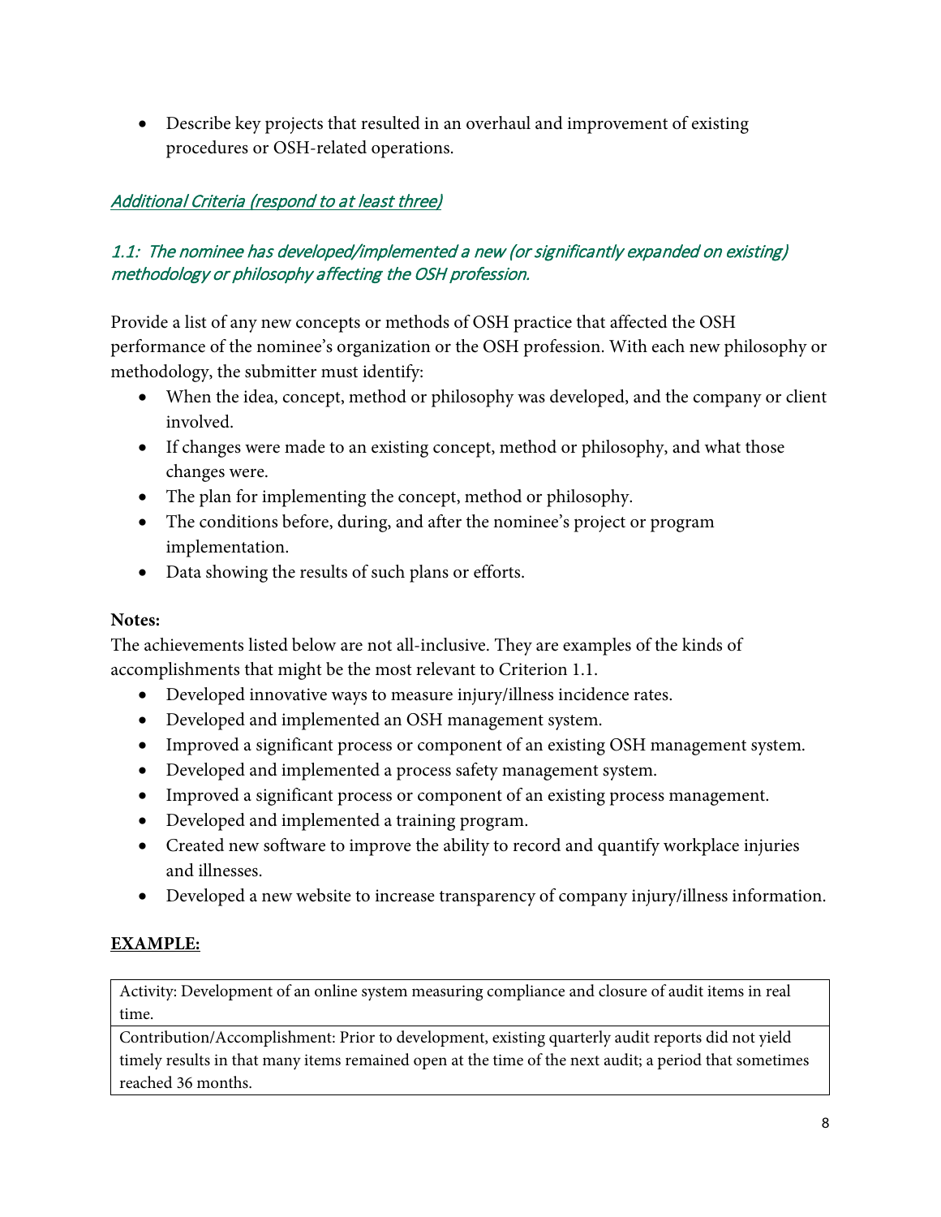- Describe key projects that resulted in an overhaul and improvement of existing procedures or OSH-related operations.

### *Additional Criteria (respond to at least three)*

### *1.1: The nominee has developed/implemented a new (or significantly expanded on existing) methodology or philosophy affecting the OSH profession.*

Provide a list of any new concepts or methods of OSH practice that affected the OSH performance of the nominee's organization or the OSH profession. With each new philosophy or methodology, the submitter must identify:

- When the idea, concept, method or philosophy was developed, and the company or client involved.
- If changes were made to an existing concept, method or philosophy, and what those changes were.
- The plan for implementing the concept, method or philosophy.
- The conditions before, during, and after the nominee's project or program implementation.
- Data showing the results of such plans or efforts.

**Notes:**

The achievements listed below are not all-inclusive. They are examples of the kinds of accomplishments that might be the most relevant to Criterion 1.1.

- Developed innovative ways to measure injury/illness incidence rates.
- Developed and implemented an OSH management system.
- Improved a significant process or component of an existing OSH management system.
- Developed and implemented a process safety management system.
- Improved a significant process or component of an existing process management.
- Developed and implemented a training program.
- Created new software to improve the ability to record and quantify workplace injuries and illnesses.
- Developed a new website to increase transparency of company injury/illness information.

**EXAMPLE:**

| Activity: Development of an online system measuring compliance and closure of audit items in real time. |
|---|
| Contribution/Accomplishment: Prior to development, existing quarterly audit reports did not yield timely results in that many items remained open at the time of the next audit; a period that sometimes reached 36 months. |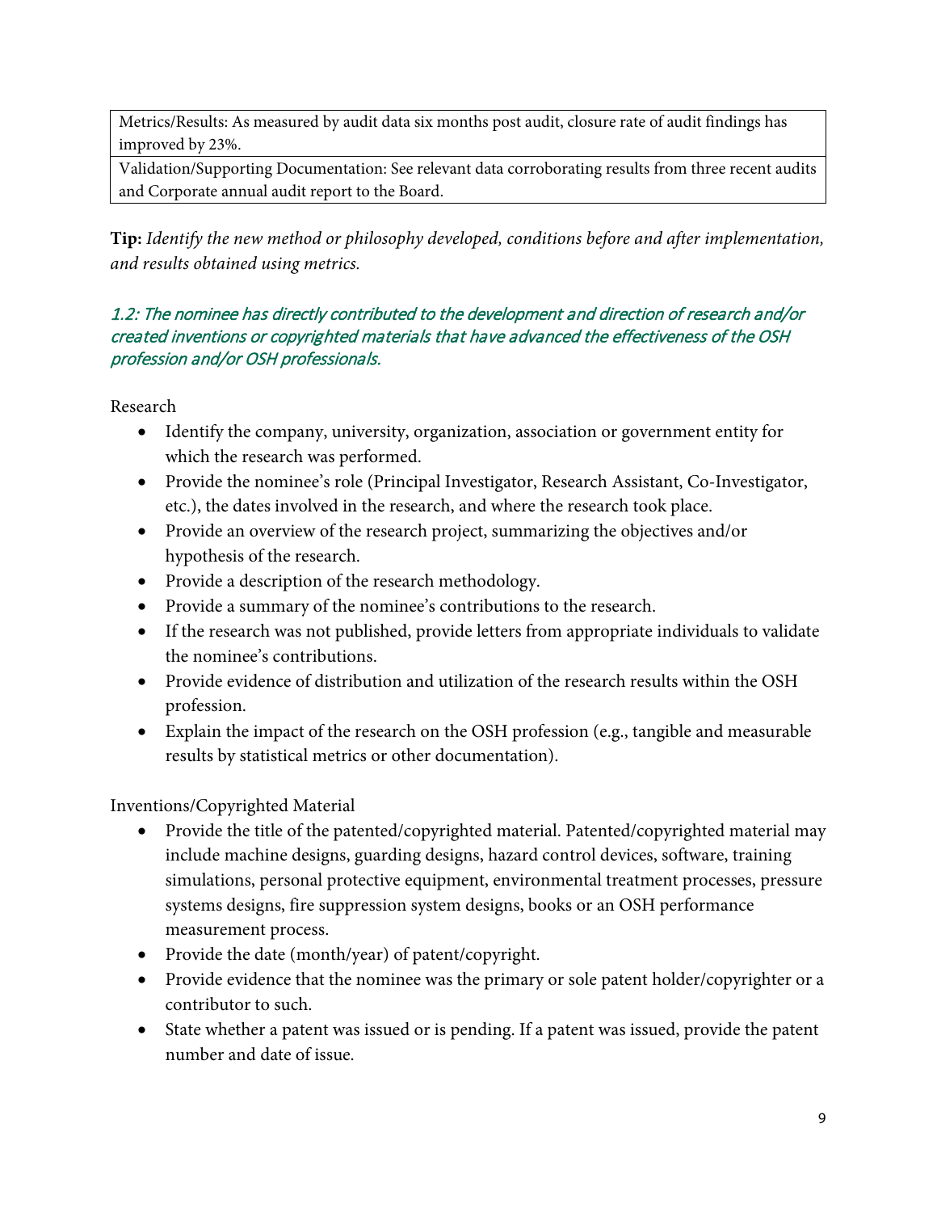| Metrics/Results: As measured by audit data six months post audit, closure rate of audit findings has improved by 23%. |
|---|
| Validation/Supporting Documentation: See relevant data corroborating results from three recent audits and Corporate annual audit report to the Board. |

**Tip:** *Identify the new method or philosophy developed, conditions before and after implementation, and results obtained using metrics.*

### 1.2: The nominee has directly contributed to the development and direction of research and/or created inventions or copyrighted materials that have advanced the effectiveness of the OSH profession and/or OSH professionals.

Research

- Identify the company, university, organization, association or government entity for which the research was performed.
- Provide the nominee's role (Principal Investigator, Research Assistant, Co-Investigator, etc.), the dates involved in the research, and where the research took place.
- Provide an overview of the research project, summarizing the objectives and/or hypothesis of the research.
- Provide a description of the research methodology.
- Provide a summary of the nominee's contributions to the research.
- If the research was not published, provide letters from appropriate individuals to validate the nominee's contributions.
- Provide evidence of distribution and utilization of the research results within the OSH profession.
- Explain the impact of the research on the OSH profession (e.g., tangible and measurable results by statistical metrics or other documentation).

Inventions/Copyrighted Material

- Provide the title of the patented/copyrighted material. Patented/copyrighted material may include machine designs, guarding designs, hazard control devices, software, training simulations, personal protective equipment, environmental treatment processes, pressure systems designs, fire suppression system designs, books or an OSH performance measurement process.
- Provide the date (month/year) of patent/copyright.
- Provide evidence that the nominee was the primary or sole patent holder/copyrighter or a contributor to such.
- State whether a patent was issued or is pending. If a patent was issued, provide the patent number and date of issue.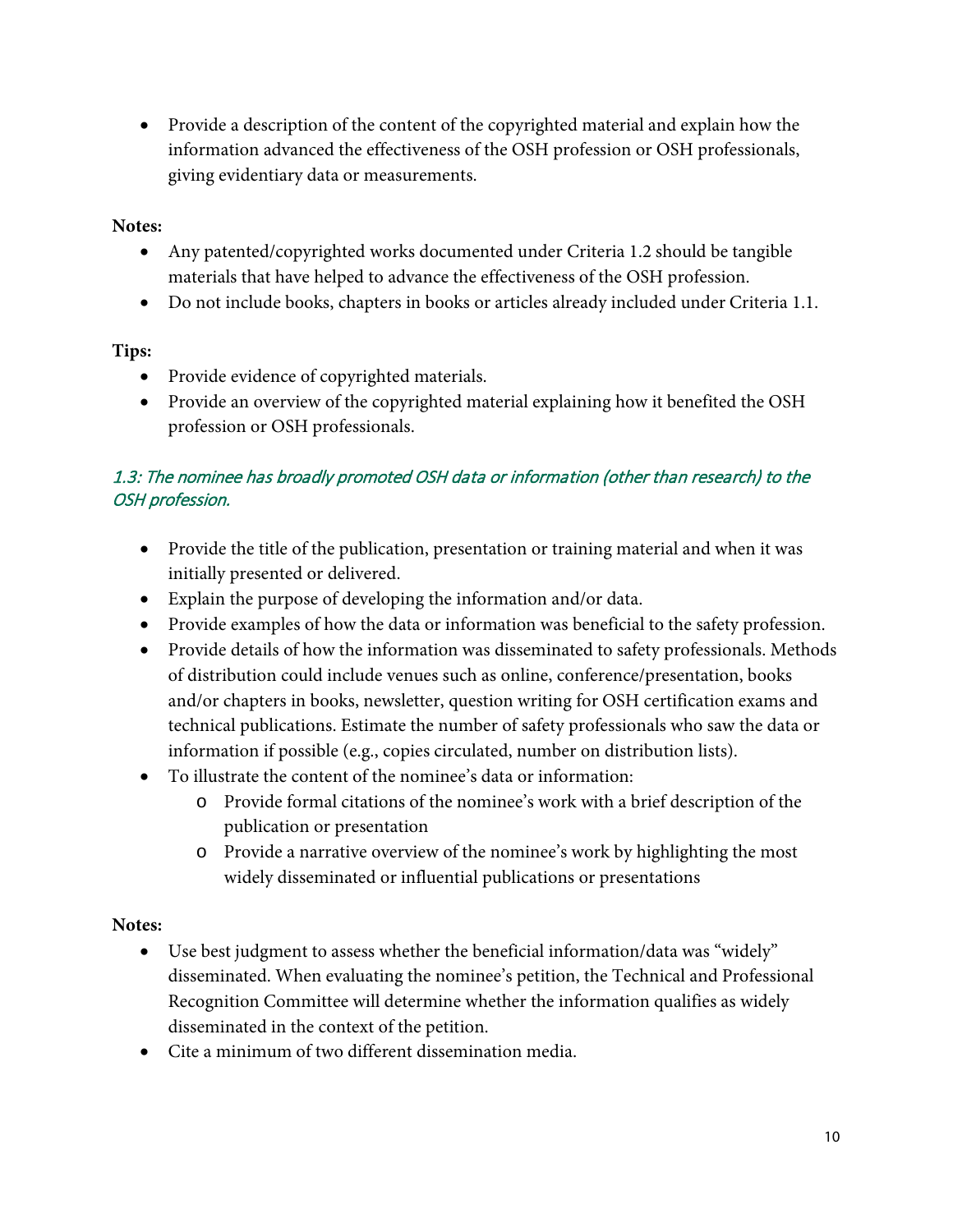- Provide a description of the content of the copyrighted material and explain how the information advanced the effectiveness of the OSH profession or OSH professionals, giving evidentiary data or measurements.

**Notes:**

- Any patented/copyrighted works documented under Criteria 1.2 should be tangible materials that have helped to advance the effectiveness of the OSH profession.
- Do not include books, chapters in books or articles already included under Criteria 1.1.

**Tips:**

- Provide evidence of copyrighted materials.
- Provide an overview of the copyrighted material explaining how it benefited the OSH profession or OSH professionals.

### *1.3: The nominee has broadly promoted OSH data or information (other than research) to the OSH profession.*

- Provide the title of the publication, presentation or training material and when it was initially presented or delivered.
- Explain the purpose of developing the information and/or data.
- Provide examples of how the data or information was beneficial to the safety profession.
- Provide details of how the information was disseminated to safety professionals. Methods of distribution could include venues such as online, conference/presentation, books and/or chapters in books, newsletter, question writing for OSH certification exams and technical publications. Estimate the number of safety professionals who saw the data or information if possible (e.g., copies circulated, number on distribution lists).
- To illustrate the content of the nominee's data or information:
  - Provide formal citations of the nominee's work with a brief description of the publication or presentation
  - Provide a narrative overview of the nominee's work by highlighting the most widely disseminated or influential publications or presentations

**Notes:**

- Use best judgment to assess whether the beneficial information/data was "widely" disseminated. When evaluating the nominee's petition, the Technical and Professional Recognition Committee will determine whether the information qualifies as widely disseminated in the context of the petition.
- Cite a minimum of two different dissemination media.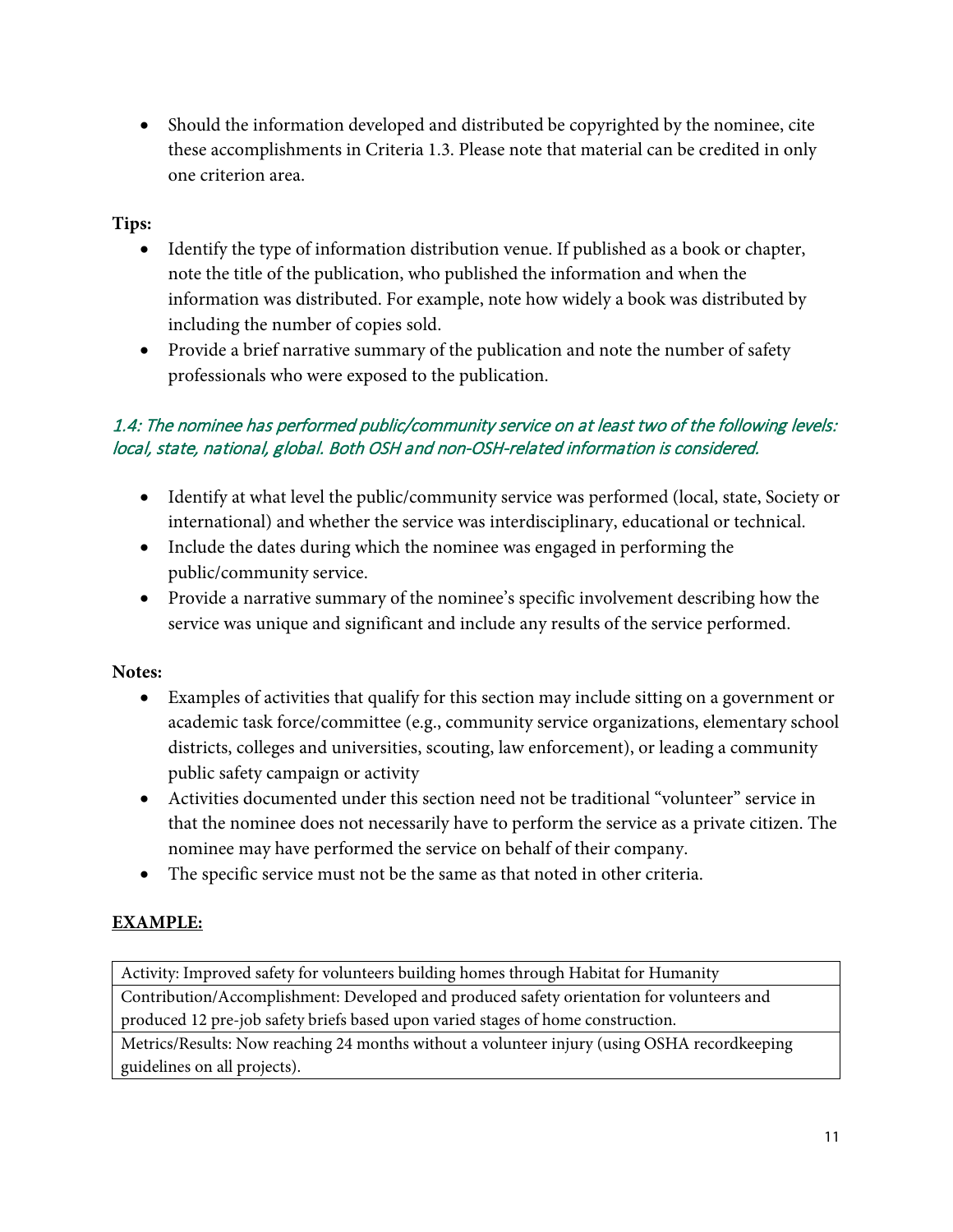- Should the information developed and distributed be copyrighted by the nominee, cite these accomplishments in Criteria 1.3. Please note that material can be credited in only one criterion area.

**Tips:**

- Identify the type of information distribution venue. If published as a book or chapter, note the title of the publication, who published the information and when the information was distributed. For example, note how widely a book was distributed by including the number of copies sold.
- Provide a brief narrative summary of the publication and note the number of safety professionals who were exposed to the publication.

### *1.4: The nominee has performed public/community service on at least two of the following levels: local, state, national, global. Both OSH and non-OSH-related information is considered.*

- Identify at what level the public/community service was performed (local, state, Society or international) and whether the service was interdisciplinary, educational or technical.
- Include the dates during which the nominee was engaged in performing the public/community service.
- Provide a narrative summary of the nominee's specific involvement describing how the service was unique and significant and include any results of the service performed.

**Notes:**

- Examples of activities that qualify for this section may include sitting on a government or academic task force/committee (e.g., community service organizations, elementary school districts, colleges and universities, scouting, law enforcement), or leading a community public safety campaign or activity
- Activities documented under this section need not be traditional "volunteer" service in that the nominee does not necessarily have to perform the service as a private citizen. The nominee may have performed the service on behalf of their company.
- The specific service must not be the same as that noted in other criteria.

**EXAMPLE:**

| Activity: Improved safety for volunteers building homes through Habitat for Humanity |
|---|
| Contribution/Accomplishment: Developed and produced safety orientation for volunteers and produced 12 pre-job safety briefs based upon varied stages of home construction. |
| Metrics/Results: Now reaching 24 months without a volunteer injury (using OSHA recordkeeping guidelines on all projects). |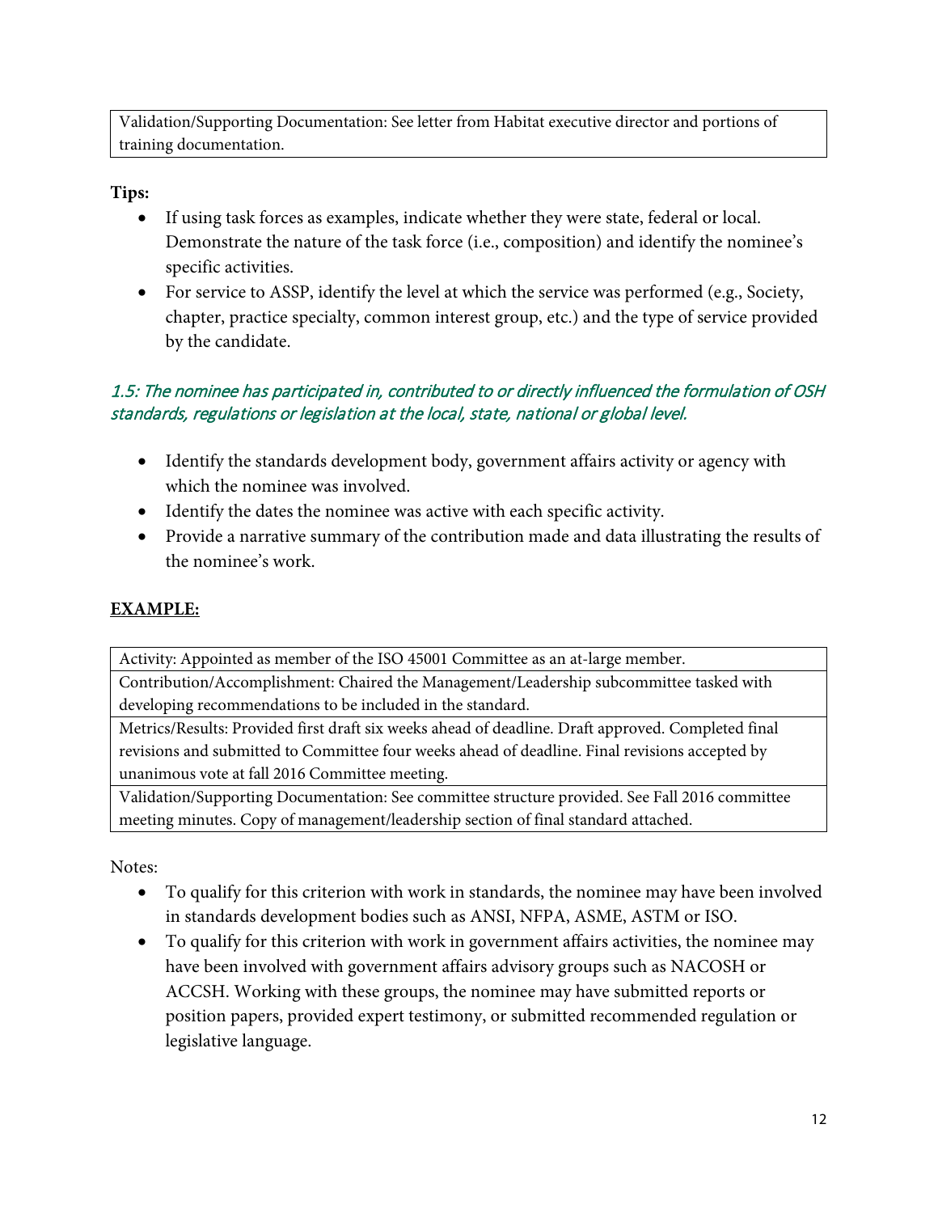| Validation/Supporting Documentation: See letter from Habitat executive director and portions of training documentation. |
|---|

**Tips:**

- If using task forces as examples, indicate whether they were state, federal or local. Demonstrate the nature of the task force (i.e., composition) and identify the nominee's specific activities.
- For service to ASSP, identify the level at which the service was performed (e.g., Society, chapter, practice specialty, common interest group, etc.) and the type of service provided by the candidate.

### *1.5: The nominee has participated in, contributed to or directly influenced the formulation of OSH standards, regulations or legislation at the local, state, national or global level.*

- Identify the standards development body, government affairs activity or agency with which the nominee was involved.
- Identify the dates the nominee was active with each specific activity.
- Provide a narrative summary of the contribution made and data illustrating the results of the nominee's work.

**EXAMPLE:**

| Activity: Appointed as member of the ISO 45001 Committee as an at-large member. |
|---|
| Contribution/Accomplishment: Chaired the Management/Leadership subcommittee tasked with developing recommendations to be included in the standard. |
| Metrics/Results: Provided first draft six weeks ahead of deadline. Draft approved. Completed final revisions and submitted to Committee four weeks ahead of deadline. Final revisions accepted by unanimous vote at fall 2016 Committee meeting. |
| Validation/Supporting Documentation: See committee structure provided. See Fall 2016 committee meeting minutes. Copy of management/leadership section of final standard attached. |

Notes:

- To qualify for this criterion with work in standards, the nominee may have been involved in standards development bodies such as ANSI, NFPA, ASME, ASTM or ISO.
- To qualify for this criterion with work in government affairs activities, the nominee may have been involved with government affairs advisory groups such as NACOSH or ACCSH. Working with these groups, the nominee may have submitted reports or position papers, provided expert testimony, or submitted recommended regulation or legislative language.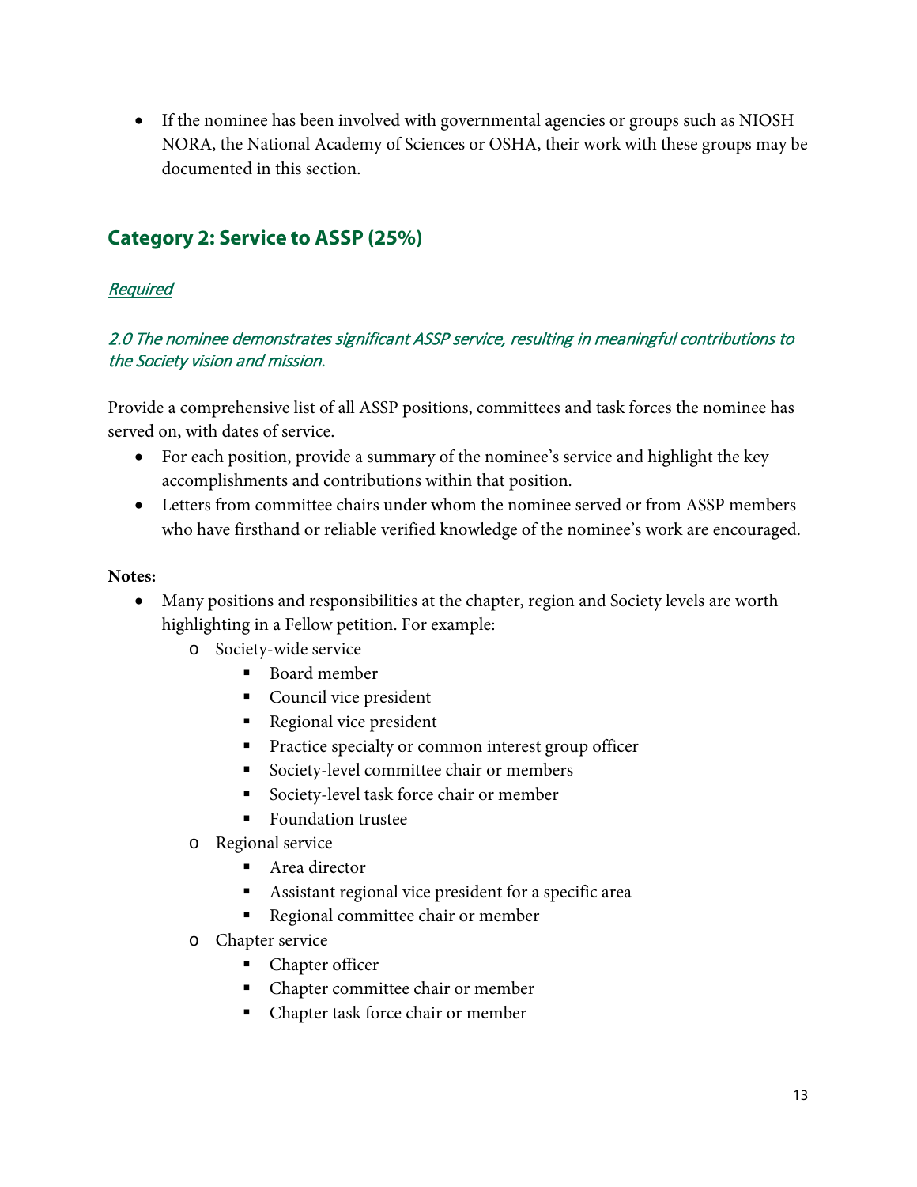- If the nominee has been involved with governmental agencies or groups such as NIOSH NORA, the National Academy of Sciences or OSHA, their work with these groups may be documented in this section.

## Category 2: Service to ASSP (25%)

*Required*

*2.0 The nominee demonstrates significant ASSP service, resulting in meaningful contributions to the Society vision and mission.*

Provide a comprehensive list of all ASSP positions, committees and task forces the nominee has served on, with dates of service.

- For each position, provide a summary of the nominee's service and highlight the key accomplishments and contributions within that position.
- Letters from committee chairs under whom the nominee served or from ASSP members who have firsthand or reliable verified knowledge of the nominee's work are encouraged.

**Notes:**

- Many positions and responsibilities at the chapter, region and Society levels are worth highlighting in a Fellow petition. For example:
  - Society-wide service
    - Board member
    - Council vice president
    - Regional vice president
    - Practice specialty or common interest group officer
    - Society-level committee chair or members
    - Society-level task force chair or member
    - Foundation trustee
  - Regional service
    - Area director
    - Assistant regional vice president for a specific area
    - Regional committee chair or member
  - Chapter service
    - Chapter officer
    - Chapter committee chair or member
    - Chapter task force chair or member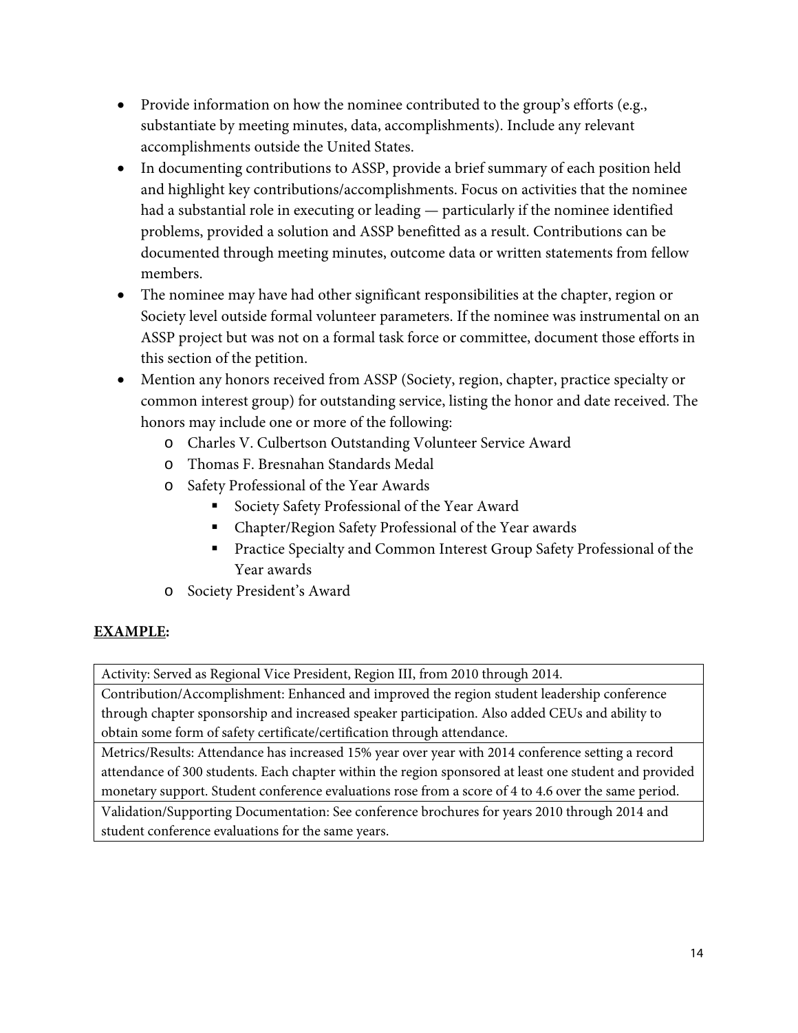- Provide information on how the nominee contributed to the group's efforts (e.g., substantiate by meeting minutes, data, accomplishments). Include any relevant accomplishments outside the United States.
- In documenting contributions to ASSP, provide a brief summary of each position held and highlight key contributions/accomplishments. Focus on activities that the nominee had a substantial role in executing or leading — particularly if the nominee identified problems, provided a solution and ASSP benefitted as a result. Contributions can be documented through meeting minutes, outcome data or written statements from fellow members.
- The nominee may have had other significant responsibilities at the chapter, region or Society level outside formal volunteer parameters. If the nominee was instrumental on an ASSP project but was not on a formal task force or committee, document those efforts in this section of the petition.
- Mention any honors received from ASSP (Society, region, chapter, practice specialty or common interest group) for outstanding service, listing the honor and date received. The honors may include one or more of the following:
  - Charles V. Culbertson Outstanding Volunteer Service Award
  - Thomas F. Bresnahan Standards Medal
  - Safety Professional of the Year Awards
    - Society Safety Professional of the Year Award
    - Chapter/Region Safety Professional of the Year awards
    - Practice Specialty and Common Interest Group Safety Professional of the Year awards
  - Society President's Award

**<u>EXAMPLE</u>:**

| Activity: Served as Regional Vice President, Region III, from 2010 through 2014. |
|---|
| Contribution/Accomplishment: Enhanced and improved the region student leadership conference through chapter sponsorship and increased speaker participation. Also added CEUs and ability to obtain some form of safety certificate/certification through attendance. |
| Metrics/Results: Attendance has increased 15% year over year with 2014 conference setting a record attendance of 300 students. Each chapter within the region sponsored at least one student and provided monetary support. Student conference evaluations rose from a score of 4 to 4.6 over the same period. |
| Validation/Supporting Documentation: See conference brochures for years 2010 through 2014 and student conference evaluations for the same years. |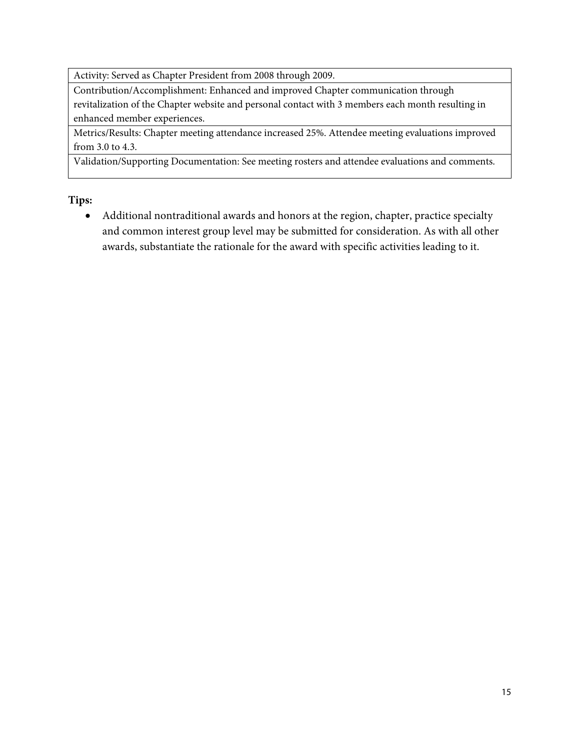| Activity: Served as Chapter President from 2008 through 2009. |
|---|
| Contribution/Accomplishment: Enhanced and improved Chapter communication through revitalization of the Chapter website and personal contact with 3 members each month resulting in enhanced member experiences. |
| Metrics/Results: Chapter meeting attendance increased 25%. Attendee meeting evaluations improved from 3.0 to 4.3. |
| Validation/Supporting Documentation: See meeting rosters and attendee evaluations and comments. |

**Tips:**

- Additional nontraditional awards and honors at the region, chapter, practice specialty and common interest group level may be submitted for consideration. As with all other awards, substantiate the rationale for the award with specific activities leading to it.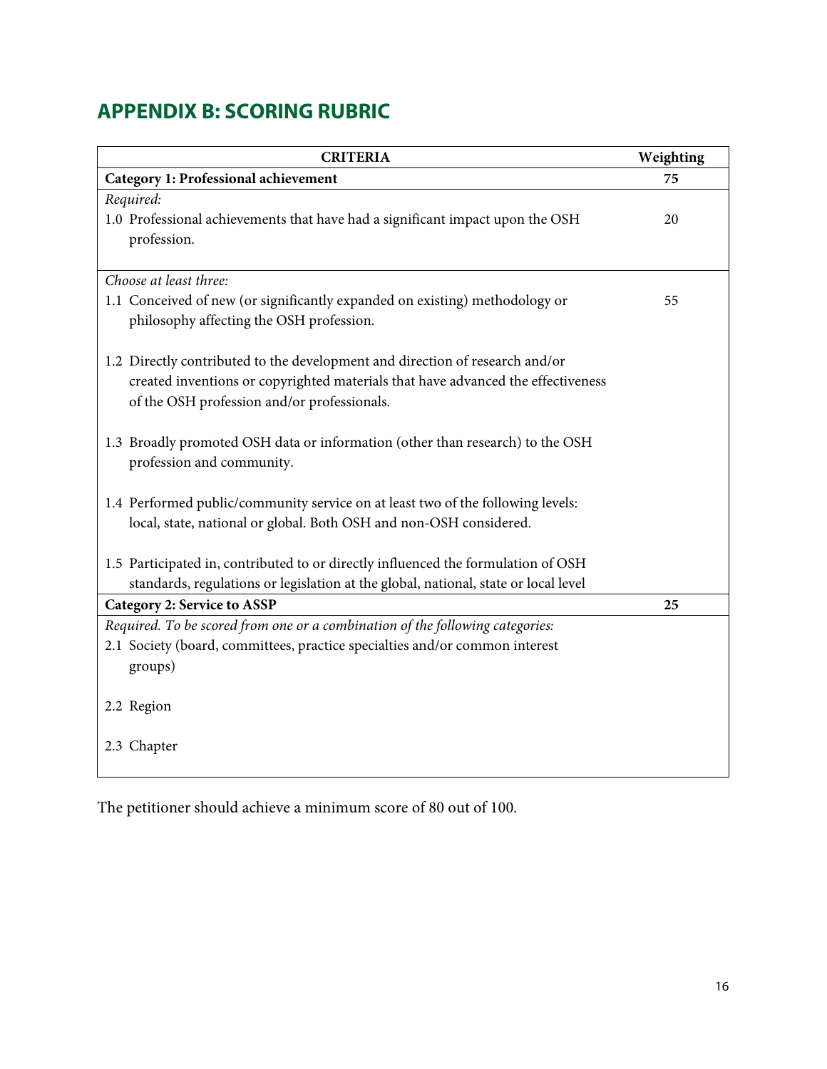## APPENDIX B: SCORING RUBRIC

| CRITERIA | Weighting |
|---|---|
| **Category 1: Professional achievement** | **75** |
| *Required:*<br>1.0 Professional achievements that have had a significant impact upon the OSH profession. | 20 |
| *Choose at least three:*<br>1.1 Conceived of new (or significantly expanded on existing) methodology or philosophy affecting the OSH profession.<br><br>1.2 Directly contributed to the development and direction of research and/or created inventions or copyrighted materials that have advanced the effectiveness of the OSH profession and/or professionals.<br><br>1.3 Broadly promoted OSH data or information (other than research) to the OSH profession and community.<br><br>1.4 Performed public/community service on at least two of the following levels: local, state, national or global. Both OSH and non-OSH considered.<br><br>1.5 Participated in, contributed to or directly influenced the formulation of OSH standards, regulations or legislation at the global, national, state or local level | 55 |
| **Category 2: Service to ASSP** | **25** |
| *Required. To be scored from one or a combination of the following categories:*<br>2.1 Society (board, committees, practice specialties and/or common interest groups)<br><br>2.2 Region<br><br>2.3 Chapter | |

The petitioner should achieve a minimum score of 80 out of 100.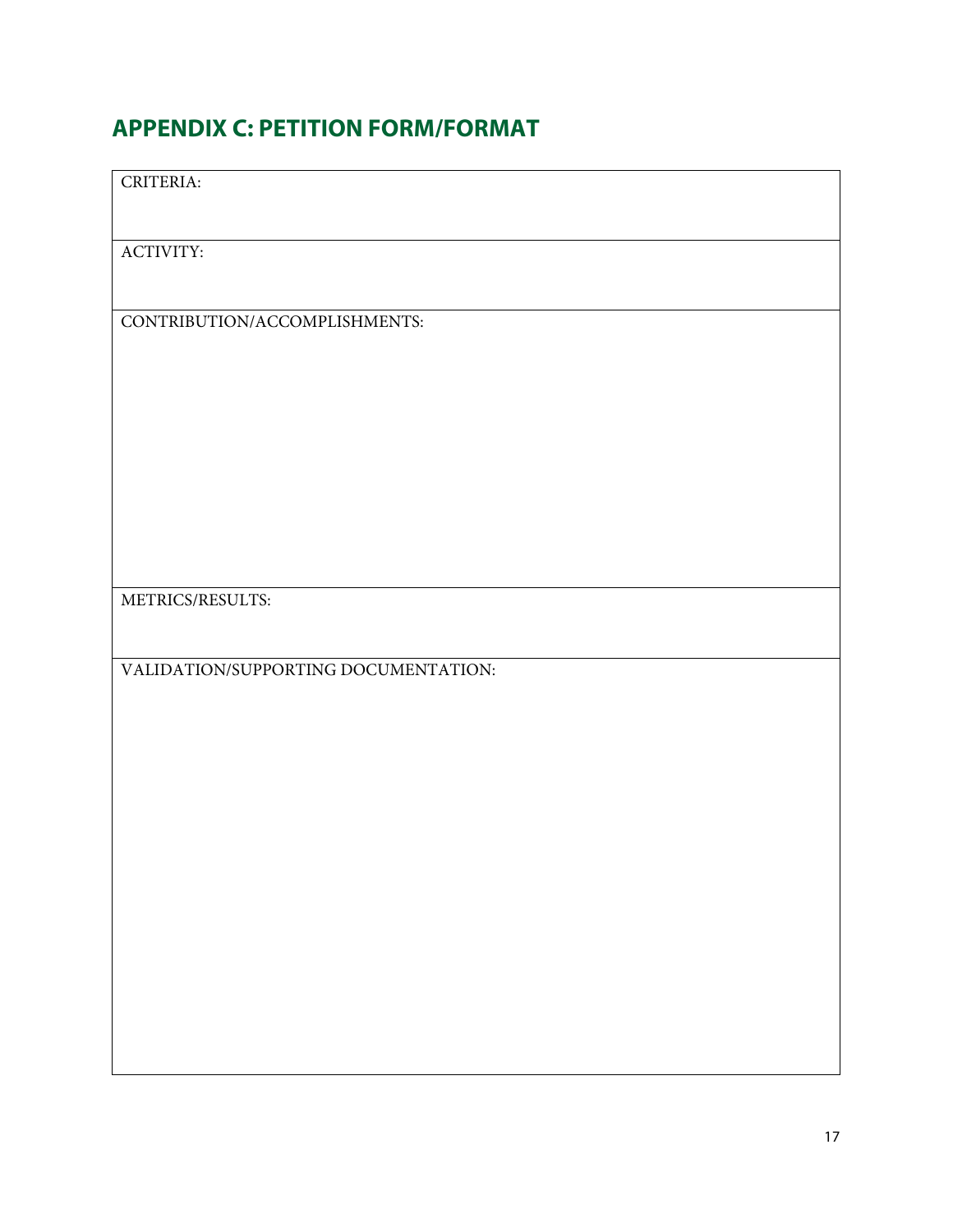## APPENDIX C: PETITION FORM/FORMAT

| |
|---|
| CRITERIA: |
| ACTIVITY: |
| CONTRIBUTION/ACCOMPLISHMENTS: |
| METRICS/RESULTS: |
| VALIDATION/SUPPORTING DOCUMENTATION: |